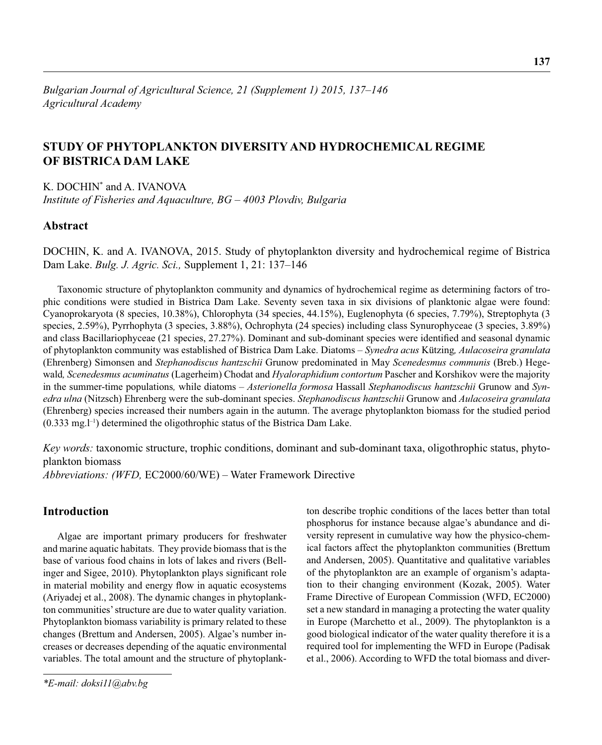*Bulgarian Journal of Agricultural Science, 21 (Supplement 1) 2015, 137–146*
*Agricultural Academy*

# STUDY OF PHYTOPLANKTON DIVERSITY AND HYDROCHEMICAL REGIME OF BISTRICA DAM LAKE

K. DOCHIN* and A. IVANOVA

*Institute of Fisheries and Aquaculture, BG – 4003 Plovdiv, Bulgaria*

## Abstract

DOCHIN, K. and A. IVANOVA, 2015. Study of phytoplankton diversity and hydrochemical regime of Bistrica Dam Lake. *Bulg. J. Agric. Sci.,* Supplement 1, 21: 137–146

Taxonomic structure of phytoplankton community and dynamics of hydrochemical regime as determining factors of trophic conditions were studied in Bistrica Dam Lake. Seventy seven taxa in six divisions of planktonic algae were found: Cyanoprokaryota (8 species, 10.38%), Chlorophyta (34 species, 44.15%), Euglenophyta (6 species, 7.79%), Streptophyta (3 species, 2.59%), Pyrrhophyta (3 species, 3.88%), Ochrophyta (24 species) including class Synurophyceae (3 species, 3.89%) and class Bacillariophyceae (21 species, 27.27%). Dominant and sub-dominant species were identified and seasonal dynamic of phytoplankton community was established of Bistrica Dam Lake. Diatoms – *Synedra acus* Kützing*, Aulacoseira granulata* (Ehrenberg) Simonsen and *Stephanodiscus hantzschii* Grunow predominated in May *Scenedesmus communis* (Breb.) Hegewald*, Scenedesmus acuminatus* (Lagerheim) Chodat and *Hyaloraphidium contortum* Pascher and Korshikov were the majority in the summer-time populations*,* while diatoms – *Asterionella formosa* Hassall *Stephanodiscus hantzschii* Grunow and *Synedra ulna* (Nitzsch) Ehrenberg were the sub-dominant species. *Stephanodiscus hantzschii* Grunow and *Aulacoseira granulata* (Ehrenberg) species increased their numbers again in the autumn. The average phytoplankton biomass for the studied period (0.333 mg.l$^{-1}$) determined the oligothrophic status of the Bistrica Dam Lake.

*Key words:* taxonomic structure, trophic conditions, dominant and sub-dominant taxa, oligothrophic status, phytoplankton biomass

*Abbreviations: (WFD,* EC2000/60/WE) – Water Framework Directive

## Introduction

Algae are important primary producers for freshwater and marine aquatic habitats. They provide biomass that is the base of various food chains in lots of lakes and rivers (Bellinger and Sigee, 2010). Phytoplankton plays significant role in material mobility and energy flow in aquatic ecosystems (Ariyadej et al., 2008). The dynamic changes in phytoplankton communities' structure are due to water quality variation. Phytoplankton biomass variability is primary related to these changes (Brettum and Andersen, 2005). Algae's number increases or decreases depending of the aquatic environmental variables. The total amount and the structure of phytoplankton describe trophic conditions of the laces better than total phosphorus for instance because algae's abundance and diversity represent in cumulative way how the physico-chemical factors affect the phytoplankton communities (Brettum and Andersen, 2005). Quantitative and qualitative variables of the phytoplankton are an example of organism's adaptation to their changing environment (Kozak, 2005). Water Frame Directive of European Commission (WFD, EC2000) set a new standard in managing a protecting the water quality in Europe (Marchetto et al., 2009). The phytoplankton is a good biological indicator of the water quality therefore it is a required tool for implementing the WFD in Europe (Padisak et al., 2006). According to WFD the total biomass and diver-

*\*E-mail: doksi11@abv.bg*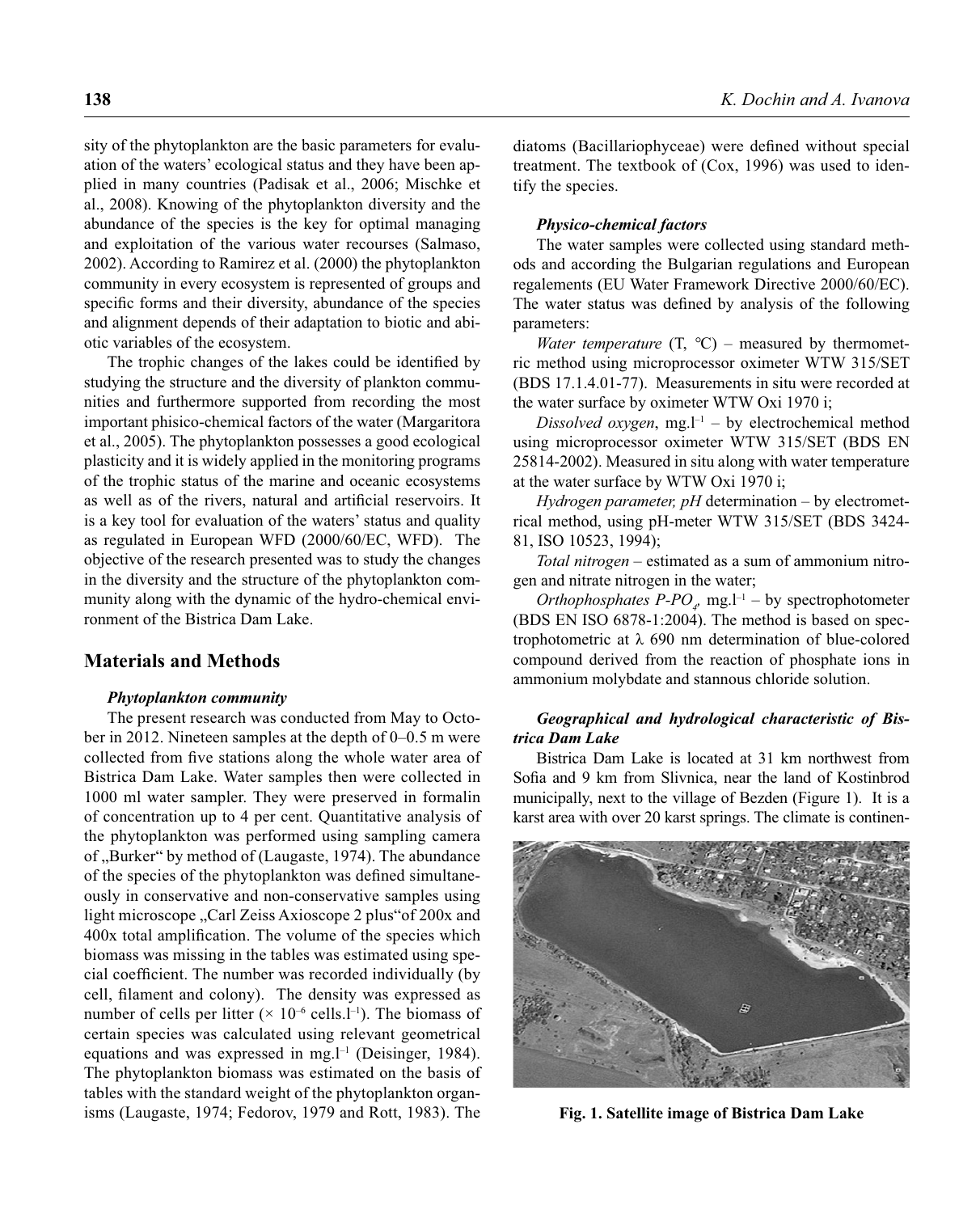sity of the phytoplankton are the basic parameters for evaluation of the waters' ecological status and they have been applied in many countries (Padisak et al., 2006; Mischke et al., 2008). Knowing of the phytoplankton diversity and the abundance of the species is the key for optimal managing and exploitation of the various water recourses (Salmaso, 2002). According to Ramirez et al. (2000) the phytoplankton community in every ecosystem is represented of groups and specific forms and their diversity, abundance of the species and alignment depends of their adaptation to biotic and abiotic variables of the ecosystem.

The trophic changes of the lakes could be identified by studying the structure and the diversity of plankton communities and furthermore supported from recording the most important phisico-chemical factors of the water (Margaritora et al., 2005). The phytoplankton possesses a good ecological plasticity and it is widely applied in the monitoring programs of the trophic status of the marine and oceanic ecosystems as well as of the rivers, natural and artificial reservoirs. It is a key tool for evaluation of the waters' status and quality as regulated in European WFD (2000/60/EC, WFD). The objective of the research presented was to study the changes in the diversity and the structure of the phytoplankton community along with the dynamic of the hydro-chemical environment of the Bistrica Dam Lake.

## Materials and Methods

### *Phytoplankton community*

The present research was conducted from May to October in 2012. Nineteen samples at the depth of 0–0.5 m were collected from five stations along the whole water area of Bistrica Dam Lake. Water samples then were collected in 1000 ml water sampler. They were preserved in formalin of concentration up to 4 per cent. Quantitative analysis of the phytoplankton was performed using sampling camera of „Burker" by method of (Laugaste, 1974). The abundance of the species of the phytoplankton was defined simultaneously in conservative and non-conservative samples using light microscope „Carl Zeiss Axioscope 2 plus"of 200x and 400x total amplification. The volume of the species which biomass was missing in the tables was estimated using special coefficient. The number was recorded individually (by cell, filament and colony). The density was expressed as number of cells per litter ($\times 10^{-6}$ cells.$l^{-1}$). The biomass of certain species was calculated using relevant geometrical equations and was expressed in mg.$l^{-1}$ (Deisinger, 1984). The phytoplankton biomass was estimated on the basis of tables with the standard weight of the phytoplankton organisms (Laugaste, 1974; Fedorov, 1979 and Rott, 1983). The diatoms (Bacillariophyceae) were defined without special treatment. The textbook of (Cox, 1996) was used to identify the species.

### *Physico-chemical factors*

The water samples were collected using standard methods and according the Bulgarian regulations and European regalements (EU Water Framework Directive 2000/60/EC). The water status was defined by analysis of the following parameters:

*Water temperature* (T, °C) – measured by thermometric method using microprocessor oximeter WTW 315/SET (BDS 17.1.4.01-77). Measurements in situ were recorded at the water surface by oximeter WTW Oxi 1970 i;

*Dissolved oxygen*, mg.$l^{-1}$ – by electrochemical method using microprocessor oximeter WTW 315/SET (BDS EN 25814-2002). Measured in situ along with water temperature at the water surface by WTW Oxi 1970 i;

*Hydrogen parameter, pH* determination – by electrometrical method, using pH-meter WTW 315/SET (BDS 3424-81, ISO 10523, 1994);

*Total nitrogen* – estimated as a sum of ammonium nitrogen and nitrate nitrogen in the water;

*Orthophosphates P-PO$_4$*, mg.$l^{-1}$ – by spectrophotometer (BDS EN ISO 6878-1:2004). The method is based on spectrophotometric at λ 690 nm determination of blue-colored compound derived from the reaction of phosphate ions in ammonium molybdate and stannous chloride solution.

### *Geographical and hydrological characteristic of Bistrica Dam Lake*

Bistrica Dam Lake is located at 31 km northwest from Sofia and 9 km from Slivnica, near the land of Kostinbrod municipally, next to the village of Bezden (Figure 1). It is a karst area with over 20 karst springs. The climate is continen-

**Fig. 1. Satellite image of Bistrica Dam Lake**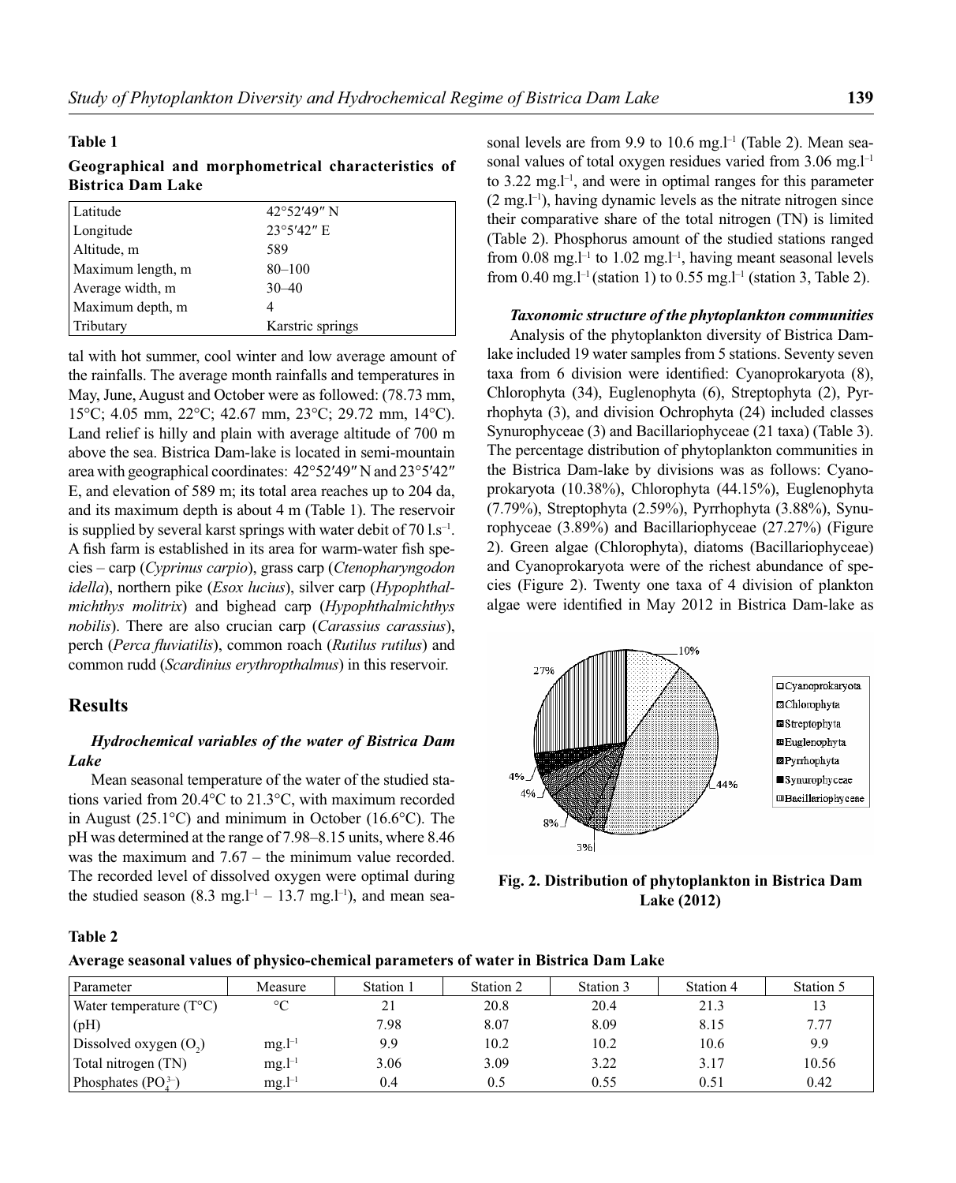**Table 1**

**Geographical and morphometrical characteristics of Bistrica Dam Lake**

| | |
|---|---|
| Latitude | 42°52′49″ N |
| Longitude | 23°5′42″ E |
| Altitude, m | 589 |
| Maximum length, m | 80–100 |
| Average width, m | 30–40 |
| Maximum depth, m | 4 |
| Tributary | Karstric springs |

tal with hot summer, cool winter and low average amount of the rainfalls. The average month rainfalls and temperatures in May, June, August and October were as followed: (78.73 mm, 15°C; 4.05 mm, 22°C; 42.67 mm, 23°C; 29.72 mm, 14°C). Land relief is hilly and plain with average altitude of 700 m above the sea. Bistrica Dam-lake is located in semi-mountain area with geographical coordinates: 42°52′49″ N and 23°5′42″ E, and elevation of 589 m; its total area reaches up to 204 da, and its maximum depth is about 4 m (Table 1). The reservoir is supplied by several karst springs with water debit of 70 $l.s^{-1}$. A fish farm is established in its area for warm-water fish species – carp (*Cyprinus carpio*), grass carp (*Ctenopharyngodon idella*), northern pike (*Esox lucius*), silver carp (*Hypophthalmichthys molitrix*) and bighead carp (*Hypophthalmichthys nobilis*). There are also crucian carp (*Carassius carassius*), perch (*Perca fluviatilis*), common roach (*Rutilus rutilus*) and common rudd (*Scardinius erythropthalmus*) in this reservoir.

## Results

### *Hydrochemical variables of the water of Bistrica Dam Lake*

Mean seasonal temperature of the water of the studied stations varied from 20.4°C to 21.3°C, with maximum recorded in August (25.1°C) and minimum in October (16.6°C). The pH was determined at the range of 7.98–8.15 units, where 8.46 was the maximum and 7.67 – the minimum value recorded. The recorded level of dissolved oxygen were optimal during the studied season (8.3 $mg.l^{-1}$ – 13.7 $mg.l^{-1}$), and mean seasonal levels are from 9.9 to 10.6 $mg.l^{-1}$ (Table 2). Mean seasonal values of total oxygen residues varied from 3.06 $mg.l^{-1}$ to 3.22 $mg.l^{-1}$, and were in optimal ranges for this parameter (2 $mg.l^{-1}$), having dynamic levels as the nitrate nitrogen since their comparative share of the total nitrogen (TN) is limited (Table 2). Phosphorus amount of the studied stations ranged from 0.08 $mg.l^{-1}$ to 1.02 $mg.l^{-1}$, having meant seasonal levels from 0.40 $mg.l^{-1}$ (station 1) to 0.55 $mg.l^{-1}$ (station 3, Table 2).

### *Taxonomic structure of the phytoplankton communities*

Analysis of the phytoplankton diversity of Bistrica Dam-lake included 19 water samples from 5 stations. Seventy seven taxa from 6 division were identified: Cyanoprokaryota (8), Chlorophyta (34), Euglenophyta (6), Streptophyta (2), Pyrrhophyta (3), and division Ochrophyta (24) included classes Synurophyceae (3) and Bacillariophyceae (21 taxa) (Table 3). The percentage distribution of phytoplankton communities in the Bistrica Dam-lake by divisions was as follows: Cyanoprokaryota (10.38%), Chlorophyta (44.15%), Euglenophyta (7.79%), Streptophyta (2.59%), Pyrrhophyta (3.88%), Synurophyceae (3.89%) and Bacillariophyceae (27.27%) (Figure 2). Green algae (Chlorophyta), diatoms (Bacillariophyceae) and Cyanoprokaryota were of the richest abundance of species (Figure 2). Twenty one taxa of 4 division of plankton algae were identified in May 2012 in Bistrica Dam-lake as

**Fig. 2. Distribution of phytoplankton in Bistrica Dam Lake (2012)**

**Table 2**

**Average seasonal values of physico-chemical parameters of water in Bistrica Dam Lake**

| Parameter | Measure | Station 1 | Station 2 | Station 3 | Station 4 | Station 5 |
|---|---|---|---|---|---|---|
| Water temperature (T°C) | °C | 21 | 20.8 | 20.4 | 21.3 | 13 |
| (pH) | | 7.98 | 8.07 | 8.09 | 8.15 | 7.77 |
| Dissolved oxygen ($O_2$) | $mg.l^{-1}$ | 9.9 | 10.2 | 10.2 | 10.6 | 9.9 |
| Total nitrogen (TN) | $mg.l^{-1}$ | 3.06 | 3.09 | 3.22 | 3.17 | 10.56 |
| Phosphates ($PO_4^{3-}$) | $mg.l^{-1}$ | 0.4 | 0.5 | 0.55 | 0.51 | 0.42 |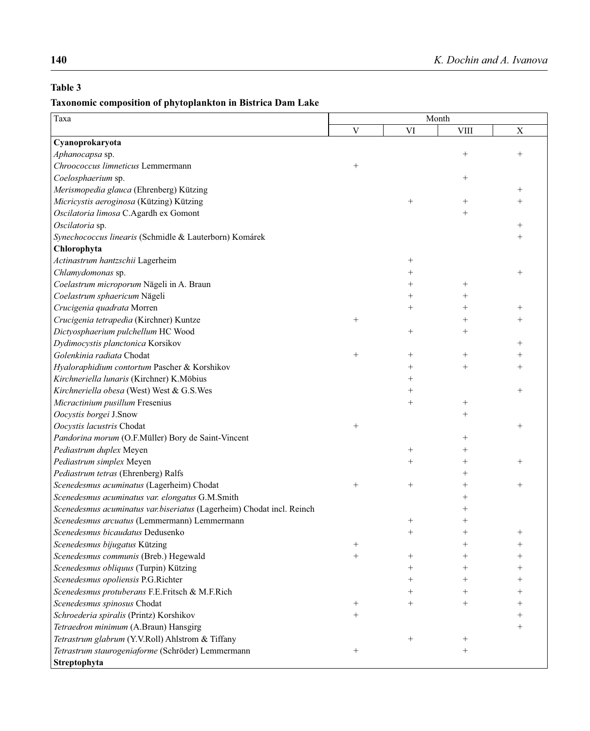**Table 3**

**Taxonomic composition of phytoplankton in Bistrica Dam Lake**

| Taxa | Month | | | |
|---|---|---|---|---|
| | V | VI | VIII | X |
| **Cyanoprokaryota** | | | | |
| *Aphanocapsa* sp. | | | + | + |
| *Chroococcus limneticus* Lemmermann | + | | | |
| *Coelosphaerium* sp. | | | + | |
| *Merismopedia glauca* (Ehrenberg) Kützing | | | | + |
| *Micricystis aeroginosa* (Kützing) Kützing | | + | + | + |
| *Oscilatoria limosa* C.Agardh ex Gomont | | | + | |
| *Oscilatoria* sp. | | | | + |
| *Synechococcus linearis* (Schmidle & Lauterborn) Komárek | | | | + |
| **Chlorophyta** | | | | |
| *Actinastrum hantzschii* Lagerheim | | + | | |
| *Chlamydomonas* sp. | | + | | + |
| *Coelastrum microporum* Nägeli in A. Braun | | + | + | |
| *Coelastrum sphaericum* Nägeli | | + | + | |
| *Crucigenia quadrata* Morren | | + | + | + |
| *Crucigenia tetrapedia* (Kirchner) Kuntze | + | | + | + |
| *Dictyosphaerium pulchellum* HC Wood | | + | + | |
| *Dydimocystis planctonica* Korsikov | | | | + |
| *Golenkinia radiata* Chodat | + | + | + | + |
| *Hyaloraphidium contortum* Pascher & Korshikov | | + | + | + |
| *Kirchneriella lunaris* (Kirchner) K.Möbius | | + | | |
| *Kirchneriella obesa* (West) West & G.S.Wes | | + | | + |
| *Micractinium pusillum* Fresenius | | + | + | |
| *Oocystis borgei* J.Snow | | | + | |
| *Oocystis lacustris* Chodat | + | | | + |
| *Pandorina morum* (O.F.Müller) Bory de Saint-Vincent | | | + | |
| *Pediastrum duplex* Meyen | | + | + | |
| *Pediastrum simplex* Meyen | | + | + | + |
| *Pediastrum tetras* (Ehrenberg) Ralfs | | | + | |
| *Scenedesmus acuminatus* (Lagerheim) Chodat | + | + | + | + |
| *Scenedesmus acuminatus var. elongatus* G.M.Smith | | | + | |
| *Scenedesmus acuminatus var.biseriatus* (Lagerheim) Chodat incl. Reinch | | | + | |
| *Scenedesmus arcuatus* (Lemmermann) Lemmermann | | + | + | |
| *Scenedesmus bicaudatus* Dedusenko | | + | + | + |
| *Scenedesmus bijugatus* Kützing | + | | + | + |
| *Scenedesmus communis* (Breb.) Hegewald | + | + | + | + |
| *Scenedesmus obliquus* (Turpin) Kützing | | + | + | + |
| *Scenedesmus opoliensis* P.G.Richter | | + | + | + |
| *Scenedesmus protuberans* F.E.Fritsch & M.F.Rich | | + | + | + |
| *Scenedesmus spinosus* Chodat | + | + | + | + |
| *Schroederia spiralis* (Printz) Korshikov | + | | | + |
| *Tetraedron minimum* (A.Braun) Hansgirg | | | | + |
| *Tetrastrum glabrum* (Y.V.Roll) Ahlstrom & Tiffany | | + | + | |
| *Tetrastrum staurogeniaforme* (Schröder) Lemmermann | + | | + | |
| **Streptophyta** | | | | |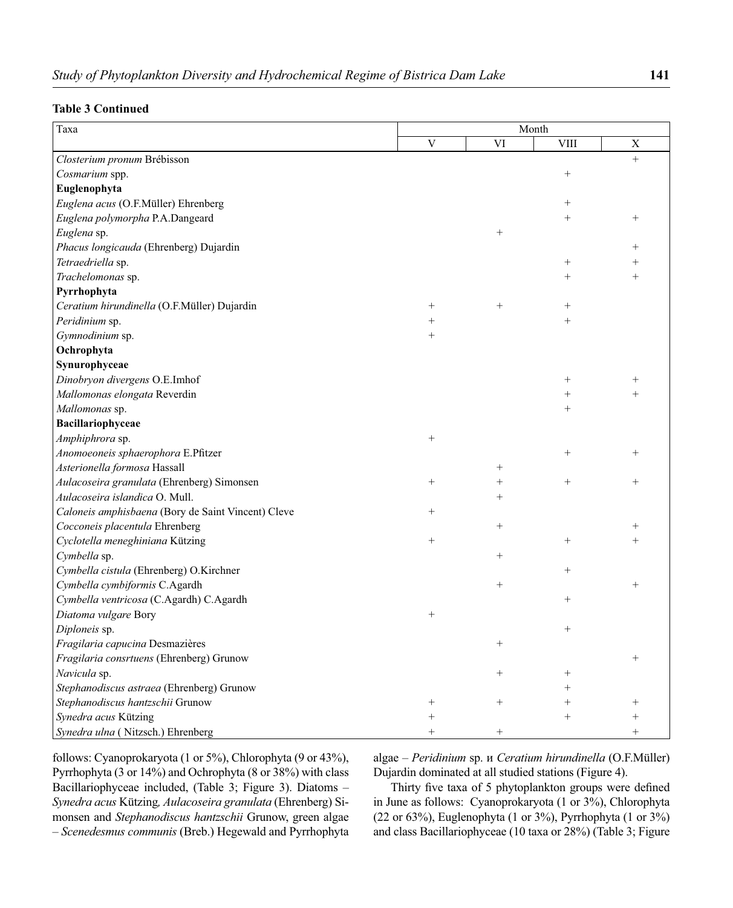**Table 3 Continued**

| Taxa | Month | | | |
|---|---|---|---|---|
| | V | VI | VIII | X |
| *Closterium pronum* Brébisson | | | | + |
| *Cosmarium* spp. | | | + | |
| **Euglenophyta** | | | | |
| *Euglena acus* (O.F.Müller) Ehrenberg | | | + | |
| *Euglena polymorpha* P.A.Dangeard | | | + | + |
| *Euglena* sp. | | + | | |
| *Phacus longicauda* (Ehrenberg) Dujardin | | | | + |
| *Tetraedriella* sp. | | | + | + |
| *Trachelomonas* sp. | | | + | + |
| **Pyrrhophyta** | | | | |
| *Ceratium hirundinella* (O.F.Müller) Dujardin | + | + | + | |
| *Peridinium* sp. | + | | + | |
| *Gymnodinium* sp. | + | | | |
| **Ochrophyta** | | | | |
| **Synurophyceae** | | | | |
| *Dinobryon divergens* O.E.Imhof | | | + | + |
| *Mallomonas elongata* Reverdin | | | + | + |
| *Mallomonas* sp. | | | + | |
| **Bacillariophyceae** | | | | |
| *Amphiphrora* sp. | + | | | |
| *Anomoeoneis sphaerophora* E.Pfitzer | | | + | + |
| *Asterionella formosa* Hassall | | + | | |
| *Aulacoseira granulata* (Ehrenberg) Simonsen | + | + | + | + |
| *Aulacoseira islandica* O. Mull. | | + | | |
| *Caloneis amphisbaena* (Bory de Saint Vincent) Cleve | + | | | |
| *Cocconeis placentula* Ehrenberg | | + | | + |
| *Cyclotella meneghiniana* Kützing | + | | + | + |
| *Cymbella* sp. | | + | | |
| *Cymbella cistula* (Ehrenberg) O.Kirchner | | | + | |
| *Cymbella cymbiformis* C.Agardh | | + | | + |
| *Cymbella ventricosa* (C.Agardh) C.Agardh | | | + | |
| *Diatoma vulgare* Bory | + | | | |
| *Diploneis* sp. | | | + | |
| *Fragilaria capucina* Desmazières | | + | | |
| *Fragilaria consrtuens* (Ehrenberg) Grunow | | | | + |
| *Navicula* sp. | | + | + | |
| *Stephanodiscus astraea* (Ehrenberg) Grunow | | | + | |
| *Stephanodiscus hantzschii* Grunow | + | + | + | + |
| *Synedra acus* Kützing | + | | + | + |
| *Synedra ulna* ( Nitzsch.) Ehrenberg | + | + | | + |

follows: Cyanoprokaryota (1 or 5%), Chlorophyta (9 or 43%), Pyrrhophyta (3 or 14%) and Ochrophyta (8 or 38%) with class Bacillariophyceae included, (Table 3; Figure 3). Diatoms – *Synedra acus* Kützing*, Aulacoseira granulata* (Ehrenberg) Simonsen and *Stephanodiscus hantzschii* Grunow, green algae – *Scenedesmus communis* (Breb.) Hegewald and Pyrrhophyta algae – *Peridinium* sp. и *Ceratium hirundinella* (O.F.Müller) Dujardin dominated at all studied stations (Figure 4).

Thirty five taxa of 5 phytoplankton groups were defined in June as follows: Cyanoprokaryota (1 or 3%), Chlorophyta (22 or 63%), Euglenophyta (1 or 3%), Pyrrhophyta (1 or 3%) and class Bacillariophyceae (10 taxa or 28%) (Table 3; Figure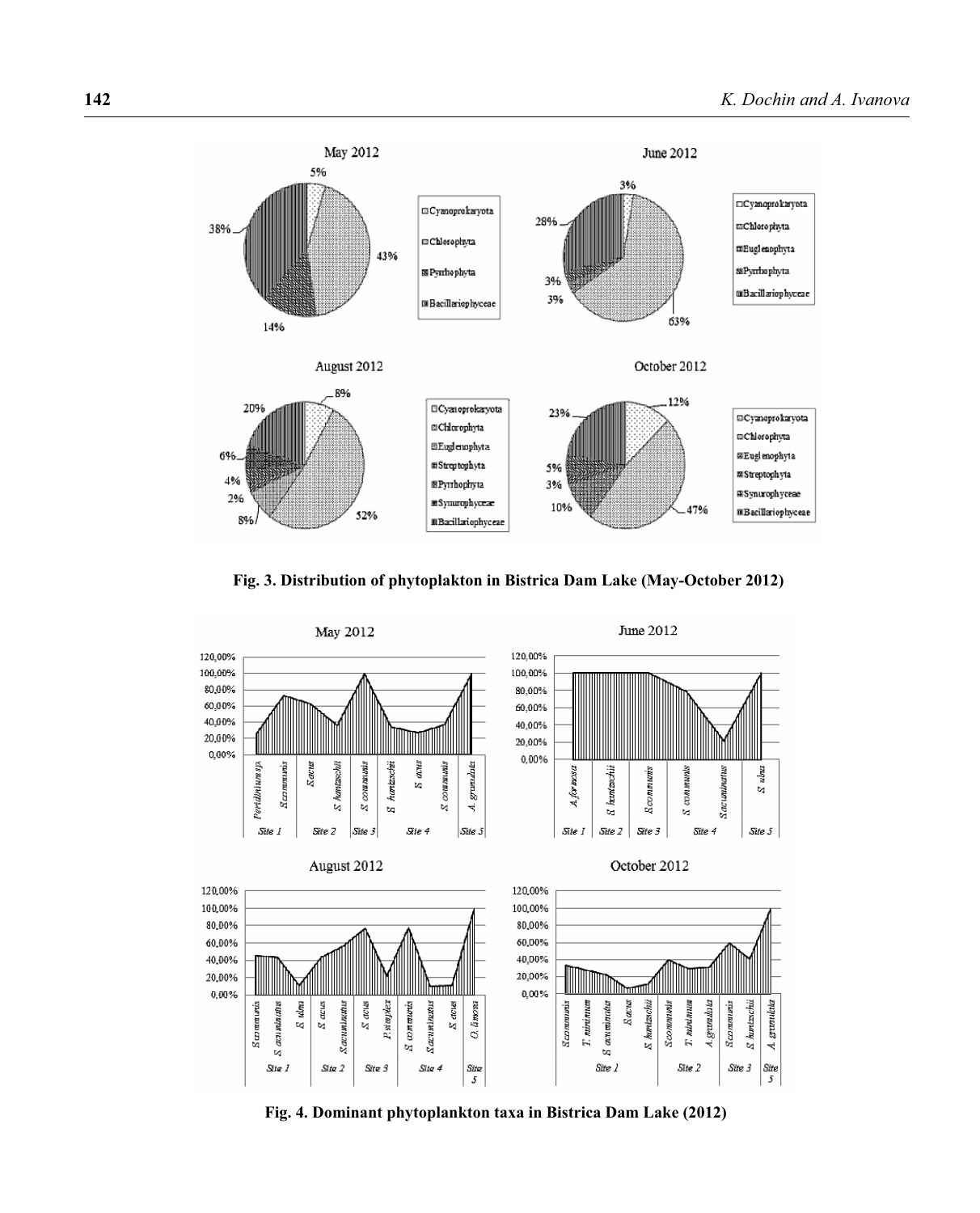**Fig. 3. Distribution of phytoplakton in Bistrica Dam Lake (May-October 2012)**

**Fig. 4. Dominant phytoplankton taxa in Bistrica Dam Lake (2012)**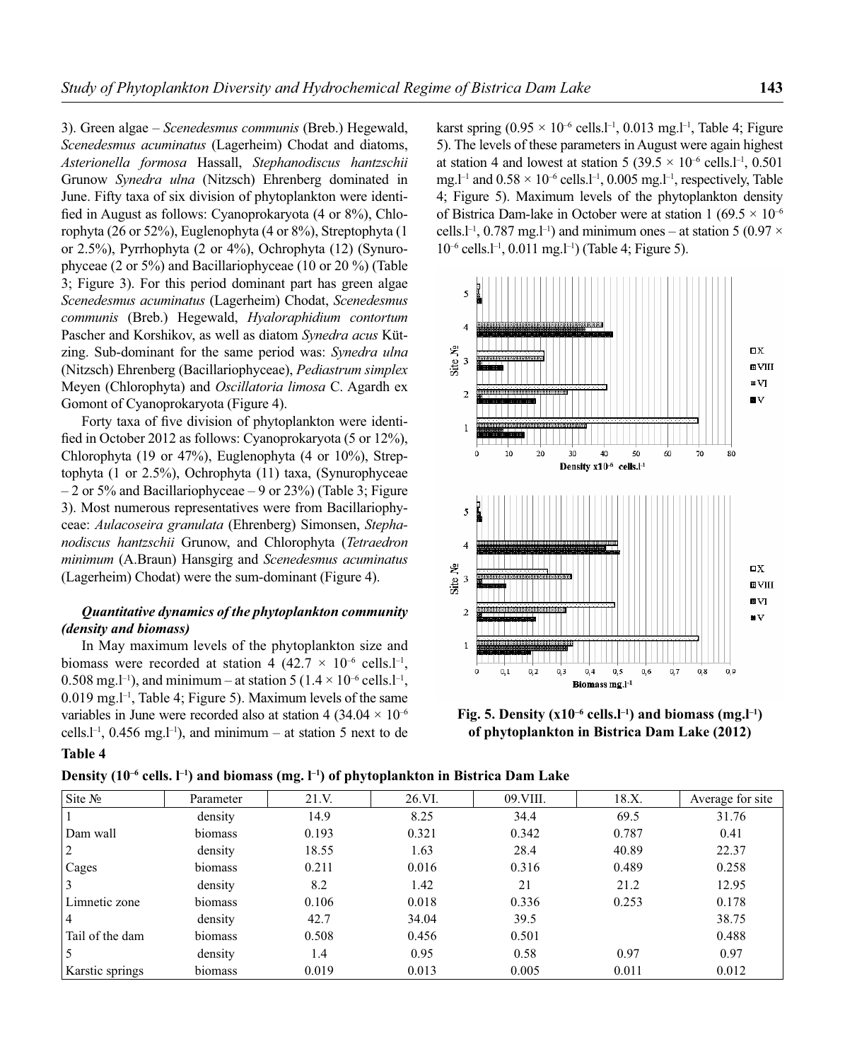3). Green algae – *Scenedesmus communis* (Breb.) Hegewald, *Scenedesmus acuminatus* (Lagerheim) Chodat and diatoms, *Asterionella formosa* Hassall, *Stephanodiscus hantzschii* Grunow *Synedra ulna* (Nitzsch) Ehrenberg dominated in June. Fifty taxa of six division of phytoplankton were identified in August as follows: Cyanoprokaryota (4 or 8%), Chlorophyta (26 or 52%), Euglenophyta (4 or 8%), Streptophyta (1 or 2.5%), Pyrrhophyta (2 or 4%), Ochrophyta (12) (Synurophyceae (2 or 5%) and Bacillariophyceae (10 or 20 %) (Table 3; Figure 3). For this period dominant part has green algae *Scenedesmus acuminatus* (Lagerheim) Chodat, *Scenedesmus communis* (Breb.) Hegewald, *Hyaloraphidium contortum* Pascher and Korshikov, as well as diatom *Synedra acus* Kützing. Sub-dominant for the same period was: *Synedra ulna* (Nitzsch) Ehrenberg (Bacillariophyceae), *Pediastrum simplex* Meyen (Chlorophyta) and *Oscillatoria limosa* C. Agardh ex Gomont of Cyanoprokaryota (Figure 4).

Forty taxa of five division of phytoplankton were identified in October 2012 as follows: Cyanoprokaryota (5 or 12%), Chlorophyta (19 or 47%), Euglenophyta (4 or 10%), Streptophyta (1 or 2.5%), Ochrophyta (11) taxa, (Synurophyceae – 2 or 5% and Bacillariophyceae – 9 or 23%) (Table 3; Figure 3). Most numerous representatives were from Bacillariophyceae: *Aulacoseira granulata* (Ehrenberg) Simonsen, *Stephanodiscus hantzschii* Grunow, and Chlorophyta (*Tetraedron minimum* (A.Braun) Hansgirg and *Scenedesmus acuminatus* (Lagerheim) Chodat) were the sum-dominant (Figure 4).

### *Quantitative dynamics of the phytoplankton community (density and biomass)*

In May maximum levels of the phytoplankton size and biomass were recorded at station 4 ($42.7 \times 10^{-6}$ cells.l$^{-1}$, 0.508 mg.l$^{-1}$), and minimum – at station 5 ($1.4 \times 10^{-6}$ cells.l$^{-1}$, 0.019 mg.l$^{-1}$, Table 4; Figure 5). Maximum levels of the same variables in June were recorded also at station 4 ($34.04 \times 10^{-6}$ cells.l$^{-1}$, 0.456 mg.l$^{-1}$), and minimum – at station 5 next to de karst spring ($0.95 \times 10^{-6}$ cells.l$^{-1}$, 0.013 mg.l$^{-1}$, Table 4; Figure 5). The levels of these parameters in August were again highest at station 4 and lowest at station 5 ($39.5 \times 10^{-6}$ cells.l$^{-1}$, 0.501 mg.l$^{-1}$ and $0.58 \times 10^{-6}$ cells.l$^{-1}$, 0.005 mg.l$^{-1}$, respectively, Table 4; Figure 5). Maximum levels of the phytoplankton density of Bistrica Dam-lake in October were at station 1 ($69.5 \times 10^{-6}$ cells.l$^{-1}$, 0.787 mg.l$^{-1}$) and minimum ones – at station 5 ($0.97 \times 10^{-6}$ cells.l$^{-1}$, 0.011 mg.l$^{-1}$) (Table 4; Figure 5).

**Fig. 5. Density (x10$^{-6}$ cells.l$^{-1}$) and biomass (mg.l$^{-1}$) of phytoplankton in Bistrica Dam Lake (2012)**

**Table 4**

**Density (10$^{-6}$ cells. l$^{-1}$) and biomass (mg. l$^{-1}$) of phytoplankton in Bistrica Dam Lake**

| Site № | Parameter | 21.V. | 26.VI. | 09.VIII. | 18.X. | Average for site |
|---|---|---|---|---|---|---|
| 1 | density | 14.9 | 8.25 | 34.4 | 69.5 | 31.76 |
| Dam wall | biomass | 0.193 | 0.321 | 0.342 | 0.787 | 0.41 |
| 2 | density | 18.55 | 1.63 | 28.4 | 40.89 | 22.37 |
| Cages | biomass | 0.211 | 0.016 | 0.316 | 0.489 | 0.258 |
| 3 | density | 8.2 | 1.42 | 21 | 21.2 | 12.95 |
| Limnetic zone | biomass | 0.106 | 0.018 | 0.336 | 0.253 | 0.178 |
| 4 | density | 42.7 | 34.04 | 39.5 | | 38.75 |
| Tail of the dam | biomass | 0.508 | 0.456 | 0.501 | | 0.488 |
| 5 | density | 1.4 | 0.95 | 0.58 | 0.97 | 0.97 |
| Karstic springs | biomass | 0.019 | 0.013 | 0.005 | 0.011 | 0.012 |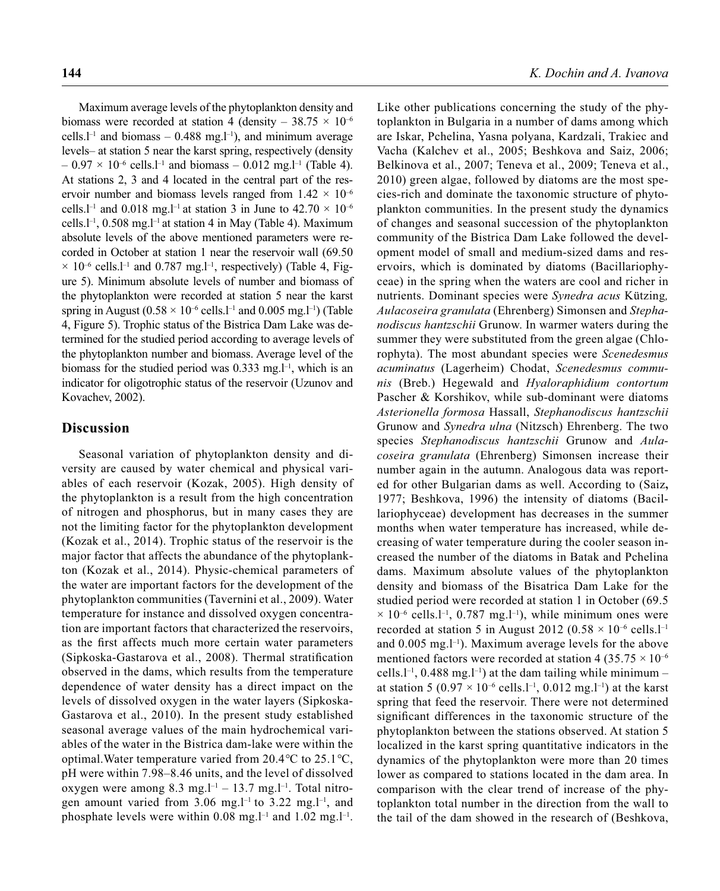Maximum average levels of the phytoplankton density and biomass were recorded at station 4 (density – $38.75 \times 10^{-6}$ cells.l$^{-1}$ and biomass – 0.488 mg.l$^{-1}$), and minimum average levels– at station 5 near the karst spring, respectively (density – $0.97 \times 10^{-6}$ cells.l$^{-1}$ and biomass – 0.012 mg.l$^{-1}$ (Table 4). At stations 2, 3 and 4 located in the central part of the reservoir number and biomass levels ranged from $1.42 \times 10^{-6}$ cells.l$^{-1}$ and 0.018 mg.l$^{-1}$ at station 3 in June to $42.70 \times 10^{-6}$ cells.l$^{-1}$, 0.508 mg.l$^{-1}$ at station 4 in May (Table 4). Maximum absolute levels of the above mentioned parameters were recorded in October at station 1 near the reservoir wall ($69.50 \times 10^{-6}$ cells.l$^{-1}$ and 0.787 mg.l$^{-1}$, respectively) (Table 4, Figure 5). Minimum absolute levels of number and biomass of the phytoplankton were recorded at station 5 near the karst spring in August ($0.58 \times 10^{-6}$ cells.l$^{-1}$ and 0.005 mg.l$^{-1}$) (Table 4, Figure 5). Trophic status of the Bistrica Dam Lake was determined for the studied period according to average levels of the phytoplankton number and biomass. Average level of the biomass for the studied period was 0.333 mg.l$^{-1}$, which is an indicator for oligotrophic status of the reservoir (Uzunov and Kovachev, 2002).

## Discussion

Seasonal variation of phytoplankton density and diversity are caused by water chemical and physical variables of each reservoir (Kozak, 2005). High density of the phytoplankton is a result from the high concentration of nitrogen and phosphorus, but in many cases they are not the limiting factor for the phytoplankton development (Kozak et al., 2014). Trophic status of the reservoir is the major factor that affects the abundance of the phytoplankton (Kozak et al., 2014). Physic-chemical parameters of the water are important factors for the development of the phytoplankton communities (Tavernini et al., 2009). Water temperature for instance and dissolved oxygen concentration are important factors that characterized the reservoirs, as the first affects much more certain water parameters (Sipkoska-Gastarova et al., 2008). Thermal stratification observed in the dams, which results from the temperature dependence of water density has a direct impact on the levels of dissolved oxygen in the water layers (Sipkoska-Gastarova et al., 2010). In the present study established seasonal average values of the main hydrochemical variables of the water in the Bistrica dam-lake were within the optimal.Water temperature varied from 20.4°C to 25.1°C, pH were within 7.98–8.46 units, and the level of dissolved oxygen were among 8.3 mg.l$^{-1}$ – 13.7 mg.l$^{-1}$. Total nitrogen amount varied from 3.06 mg.l$^{-1}$ to 3.22 mg.l$^{-1}$, and phosphate levels were within 0.08 mg.l$^{-1}$ and 1.02 mg.l$^{-1}$. Like other publications concerning the study of the phytoplankton in Bulgaria in a number of dams among which are Iskar, Pchelina, Yasna polyana, Kardzali, Trakiec and Vacha (Kalchev et al., 2005; Beshkova and Saiz, 2006; Belkinova et al., 2007; Teneva et al., 2009; Teneva et al., 2010) green algae, followed by diatoms are the most species-rich and dominate the taxonomic structure of phytoplankton communities. In the present study the dynamics of changes and seasonal succession of the phytoplankton community of the Bistrica Dam Lake followed the development model of small and medium-sized dams and reservoirs, which is dominated by diatoms (Bacillariophyceae) in the spring when the waters are cool and richer in nutrients. Dominant species were *Synedra acus* Kützing, *Aulacoseira granulata* (Ehrenberg) Simonsen and *Stephanodiscus hantzschii* Grunow. In warmer waters during the summer they were substituted from the green algae (Chlorophyta). The most abundant species were *Scenedesmus acuminatus* (Lagerheim) Chodat, *Scenedesmus communis* (Breb.) Hegewald and *Hyaloraphidium contortum* Pascher & Korshikov, while sub-dominant were diatoms *Asterionella formosa* Hassall, *Stephanodiscus hantzschii* Grunow and *Synedra ulna* (Nitzsch) Ehrenberg. The two species *Stephanodiscus hantzschii* Grunow and *Aulacoseira granulata* (Ehrenberg) Simonsen increase their number again in the autumn. Analogous data was reported for other Bulgarian dams as well. According to (Saiz**,** 1977; Beshkova, 1996) the intensity of diatoms (Bacillariophyceae) development has decreases in the summer months when water temperature has increased, while decreasing of water temperature during the cooler season increased the number of the diatoms in Batak and Pchelina dams. Maximum absolute values of the phytoplankton density and biomass of the Bisatrica Dam Lake for the studied period were recorded at station 1 in October ($69.5 \times 10^{-6}$ cells.l$^{-1}$, 0.787 mg.l$^{-1}$), while minimum ones were recorded at station 5 in August 2012 ($0.58 \times 10^{-6}$ cells.l$^{-1}$ and 0.005 mg.l$^{-1}$). Maximum average levels for the above mentioned factors were recorded at station 4 ($35.75 \times 10^{-6}$ cells.l$^{-1}$, 0.488 mg.l$^{-1}$) at the dam tailing while minimum – at station 5 ($0.97 \times 10^{-6}$ cells.l$^{-1}$, 0.012 mg.l$^{-1}$) at the karst spring that feed the reservoir. There were not determined significant differences in the taxonomic structure of the phytoplankton between the stations observed. At station 5 localized in the karst spring quantitative indicators in the dynamics of the phytoplankton were more than 20 times lower as compared to stations located in the dam area. In comparison with the clear trend of increase of the phytoplankton total number in the direction from the wall to the tail of the dam showed in the research of (Beshkova,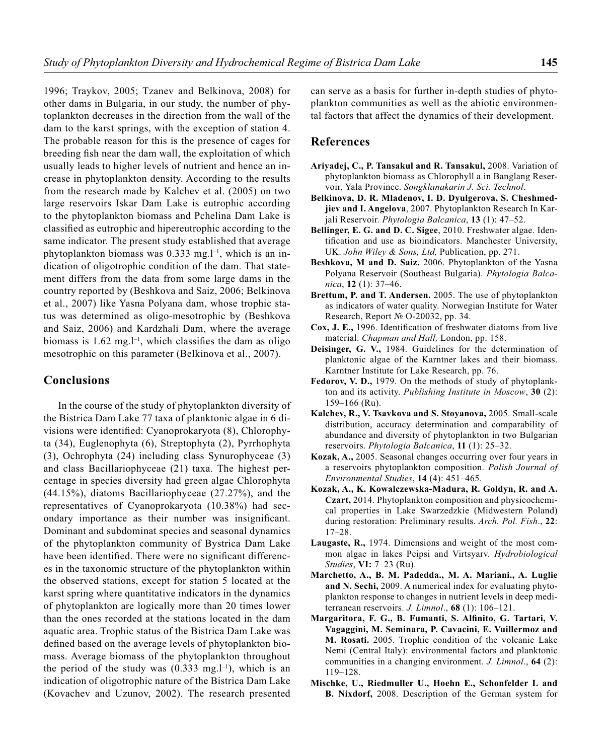1996; Traykov, 2005; Tzanev and Belkinova, 2008) for other dams in Bulgaria, in our study, the number of phytoplankton decreases in the direction from the wall of the dam to the karst springs, with the exception of station 4. The probable reason for this is the presence of cages for breeding fish near the dam wall, the exploitation of which usually leads to higher levels of nutrient and hence an increase in phytoplankton density. According to the results from the research made by Kalchev et al. (2005) on two large reservoirs Iskar Dam Lake is eutrophic according to the phytoplankton biomass and Pchelina Dam Lake is classified as eutrophic and hipereutrophic according to the same indicator. The present study established that average phytoplankton biomass was 0.333 mg.l$^{-1}$, which is an indication of oligotrophic condition of the dam. That statement differs from the data from some large dams in the country reported by (Beshkova and Saiz, 2006; Belkinova et al., 2007) like Yasna Polyana dam, whose trophic status was determined as oligo-mesotrophic by (Beshkova and Saiz, 2006) and Kardzhali Dam, where the average biomass is 1.62 mg.l$^{-1}$, which classifies the dam as oligo mesotrophic on this parameter (Belkinova et al., 2007).

## Conclusions

In the course of the study of phytoplankton diversity of the Bistrica Dam Lake 77 taxa of planktonic algae in 6 divisions were identified: Cyanoprokaryota (8), Chlorophyta (34), Euglenophyta (6), Streptophyta (2), Pyrrhophyta (3), Ochrophyta (24) including class Synurophyceae (3) and class Bacillariophyceae (21) taxa. The highest percentage in species diversity had green algae Chlorophyta (44.15%), diatoms Bacillariophyceae (27.27%), and the representatives of Cyanoprokaryota (10.38%) had secondary importance as their number was insignificant. Dominant and subdominat species and seasonal dynamics of the phytoplankton community of Bystrica Dam Lake have been identified. There were no significant differences in the taxonomic structure of the phytoplankton within the observed stations, except for station 5 located at the karst spring where quantitative indicators in the dynamics of phytoplankton are logically more than 20 times lower than the ones recorded at the stations located in the dam aquatic area. Trophic status of the Bistrica Dam Lake was defined based on the average levels of phytoplankton biomass. Average biomass of the phytoplankton throughout the period of the study was (0.333 mg.l$^{-1}$), which is an indication of oligotrophic nature of the Bistrica Dam Lake (Kovachev and Uzunov, 2002). The research presented can serve as a basis for further in-depth studies of phytoplankton communities as well as the abiotic environmental factors that affect the dynamics of their development.

## References

**Ariyadej, C., P. Tansakul and R. Tansakul,** 2008. Variation of phytoplankton biomass as Chlorophyll a in Banglang Reservoir, Yala Province. *Songklanakarin J. Sci. Technol*.

**Belkinova, D. R. Mladenov, I. D. Dyulgerova, S. Cheshmedjiev and I. Angelova**, 2007. Phytoplankton Research In Karjali Reservoir. *Phytologia Balcanica*, **13** (1): 47–52.

**Bellinger, E. G. and D. C. Sigee**, 2010. Freshwater algae. Identification and use as bioindicators. Manchester University, UK. *John Wiley & Sons, Ltd,* Publication, pp. 271.

**Beshkova, M and D. Saiz.** 2006. Phytoplankton of the Yasna Polyana Reservoir (Southeast Bulgaria). *Phytologia Balcanica*, **12** (1): 37–46.

**Brettum, P. and T. Andersen.** 2005. The use of phytoplankton as indicators of water quality. Norwegian Institute for Water Research, Report № O-20032, pp. 34.

**Cox, J. E.,** 1996. Identification of freshwater diatoms from live material. *Chapman and Hall,* London, pp. 158.

**Deisinger, G. V.,** 1984. Guidelines for the determination of planktonic algae of the Karntner lakes and their biomass. Karntner Institute for Lake Research, pp. 76.

**Fedorov, V. D.,** 1979. On the methods of study of phytoplankton and its activity. *Publishing Institute in Moscow*, **30** (2): 159–166 (Ru).

**Kalchev, R., V. Tsavkova and S. Stoyanova,** 2005. Small-scale distribution, accuracy determination and comparability of abundance and diversity of phytoplankton in two Bulgarian reservoirs. *Phytologia Balcanica*, **11** (1): 25–32.

**Kozak, A.,** 2005. Seasonal changes occurring over four years in a reservoirs phytoplankton composition. *Polish Journal of Environmental Studies*, **14** (4): 451–465.

**Kozak, A., K. Kowalczewska-Madura, R. Goldyn, R. and A. Czart,** 2014. Phytoplankton composition and physicochemical properties in Lake Swarzedzkie (Midwestern Poland) during restoration: Preliminary results. *Arch. Pol. Fish*., **22**: 17–28.

**Laugaste, R.,** 1974. Dimensions and weight of the most common algae in lakes Peipsi and Virtsyarv. *Hydrobiological Studies*, **VI:** 7–23 (Ru).

**Marchetto, A., B. M. Padedda., M. A. Mariani., A. Luglie and N. Sechi,** 2009. A numerical index for evaluating phytoplankton response to changes in nutrient levels in deep mediterranean reservoirs. *J. Limnol*., **68** (1): 106–121.

**Margaritora, F. G., B. Fumanti, S. Alfinito, G. Tartari, V. Vagaggini, M. Seminara, P. Cavacini, E. Vuillermoz and M. Rosati.** 2005. Trophic condition of the volcanic Lake Nemi (Central Italy): environmental factors and planktonic communities in a changing environment. *J. Limnol*., **64** (2): 119–128.

**Mischke, U., Riedmuller U., Hoehn E., Schonfelder I. and B. Nixdorf,** 2008. Description of the German system for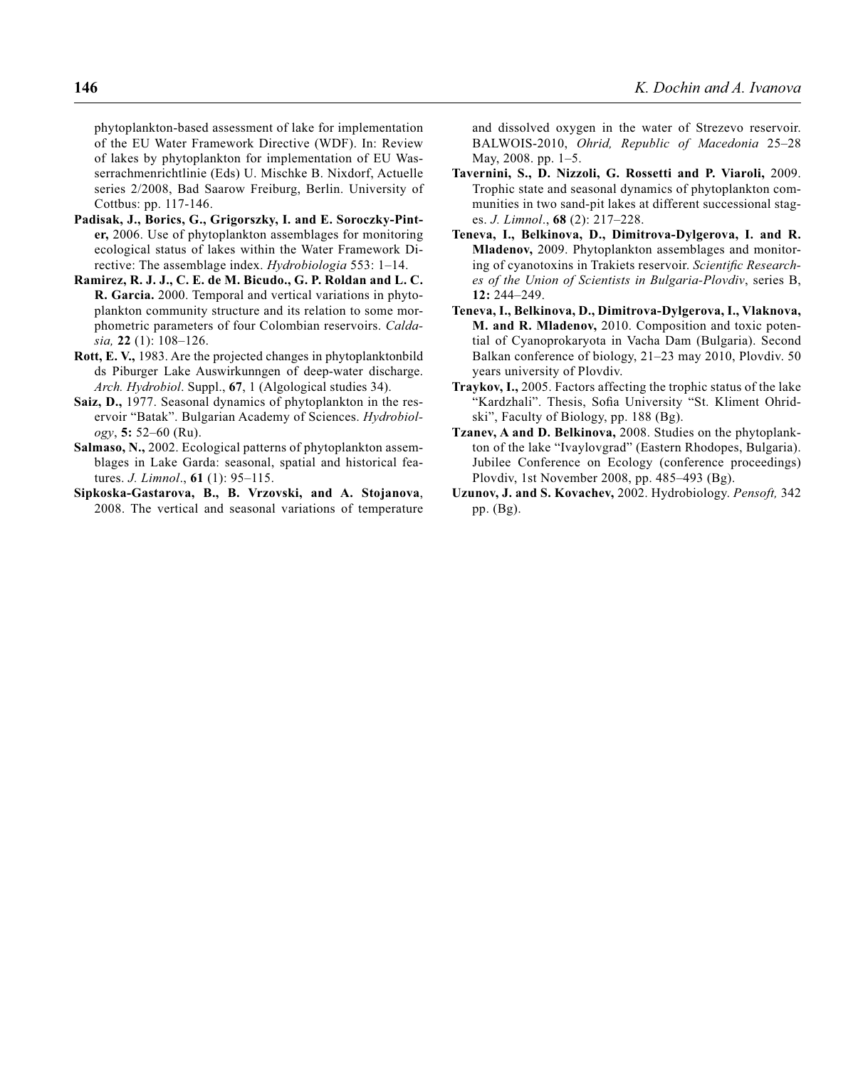phytoplankton-based assessment of lake for implementation of the EU Water Framework Directive (WDF). In: Review of lakes by phytoplankton for implementation of EU Wasserrachmenrichtlinie (Eds) U. Mischke B. Nixdorf, Actuelle series 2/2008, Bad Saarow Freiburg, Berlin. University of Cottbus: pp. 117-146.

**Padisak, J., Borics, G., Grigorszky, I. and E. Soroczky-Pinter,** 2006. Use of phytoplankton assemblages for monitoring ecological status of lakes within the Water Framework Directive: The assemblage index. *Hydrobiologia* 553: 1–14.

**Ramirez, R. J. J., C. E. de M. Bicudo., G. P. Roldan and L. C. R. Garcia.** 2000. Temporal and vertical variations in phytoplankton community structure and its relation to some morphometric parameters of four Colombian reservoirs. *Caldasia,* **22** (1): 108–126.

**Rott, E. V.,** 1983. Are the projected changes in phytoplanktonbild ds Piburger Lake Auswirkunngen of deep-water discharge. *Arch. Hydrobiol*. Suppl., **67**, 1 (Algological studies 34).

**Saiz, D.,** 1977. Seasonal dynamics of phytoplankton in the reservoir "Batak". Bulgarian Academy of Sciences. *Hydrobiology*, **5:** 52–60 (Ru).

**Salmaso, N.,** 2002. Ecological patterns of phytoplankton assemblages in Lake Garda: seasonal, spatial and historical features. *J. Limnol*., **61** (1): 95–115.

**Sipkoska-Gastarova, B., B. Vrzovski, and A. Stojanova**, 2008. The vertical and seasonal variations of temperature and dissolved oxygen in the water of Strezevo reservoir. BALWOIS-2010, *Ohrid, Republic of Macedonia* 25–28 May, 2008. pp. 1–5.

**Tavernini, S., D. Nizzoli, G. Rossetti and P. Viaroli,** 2009. Trophic state and seasonal dynamics of phytoplankton communities in two sand-pit lakes at different successional stages. *J. Limnol*., **68** (2): 217–228.

**Teneva, I., Belkinova, D., Dimitrova-Dylgerova, I. and R. Mladenov,** 2009. Phytoplankton assemblages and monitoring of cyanotoxins in Trakiets reservoir. *Scientific Researches of the Union of Scientists in Bulgaria-Plovdiv*, series B, **12:** 244–249.

**Teneva, I., Belkinova, D., Dimitrova-Dylgerova, I., Vlaknova, M. and R. Mladenov,** 2010. Composition and toxic potential of Cyanoprokaryota in Vacha Dam (Bulgaria). Second Balkan conference of biology, 21–23 may 2010, Plovdiv. 50 years university of Plovdiv.

**Traykov, I.,** 2005. Factors affecting the trophic status of the lake "Kardzhali". Thesis, Sofia University "St. Kliment Ohridski", Faculty of Biology, pp. 188 (Bg).

**Tzanev, A and D. Belkinova,** 2008. Studies on the phytoplankton of the lake "Ivaylovgrad" (Eastern Rhodopes, Bulgaria). Jubilee Conference on Ecology (conference proceedings) Plovdiv, 1st November 2008, pp. 485–493 (Bg).

**Uzunov, J. and S. Kovachev,** 2002. Hydrobiology. *Pensoft,* 342 pp. (Bg).